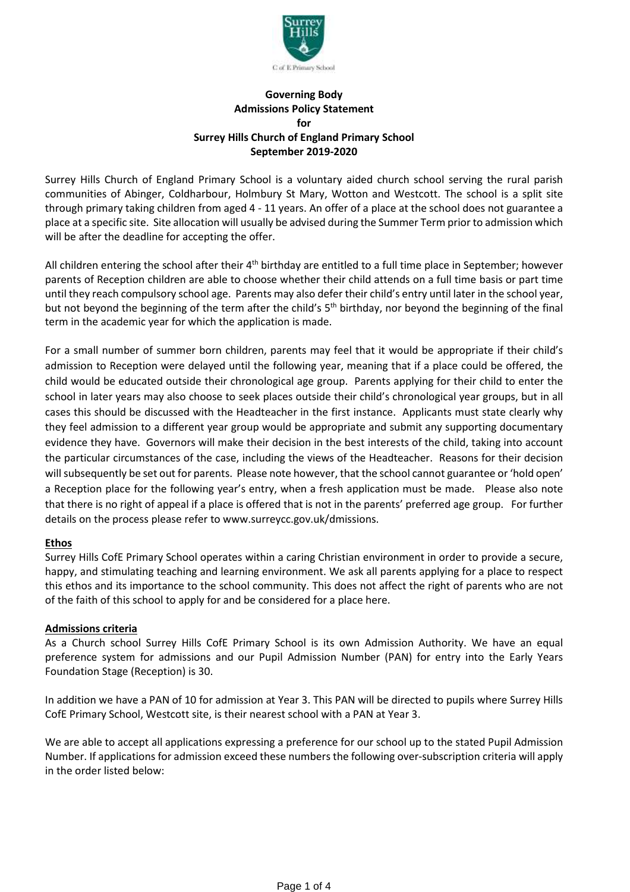**Governing Body**
**Admissions Policy Statement**
**for**
**Surrey Hills Church of England Primary School**
**September 2019-2020**

Surrey Hills Church of England Primary School is a voluntary aided church school serving the rural parish communities of Abinger, Coldharbour, Holmbury St Mary, Wotton and Westcott. The school is a split site through primary taking children from aged 4 - 11 years. An offer of a place at the school does not guarantee a place at a specific site. Site allocation will usually be advised during the Summer Term prior to admission which will be after the deadline for accepting the offer.

All children entering the school after their 4th birthday are entitled to a full time place in September; however parents of Reception children are able to choose whether their child attends on a full time basis or part time until they reach compulsory school age. Parents may also defer their child's entry until later in the school year, but not beyond the beginning of the term after the child's 5th birthday, nor beyond the beginning of the final term in the academic year for which the application is made.

For a small number of summer born children, parents may feel that it would be appropriate if their child's admission to Reception were delayed until the following year, meaning that if a place could be offered, the child would be educated outside their chronological age group. Parents applying for their child to enter the school in later years may also choose to seek places outside their child's chronological year groups, but in all cases this should be discussed with the Headteacher in the first instance. Applicants must state clearly why they feel admission to a different year group would be appropriate and submit any supporting documentary evidence they have. Governors will make their decision in the best interests of the child, taking into account the particular circumstances of the case, including the views of the Headteacher. Reasons for their decision will subsequently be set out for parents. Please note however, that the school cannot guarantee or 'hold open' a Reception place for the following year's entry, when a fresh application must be made. Please also note that there is no right of appeal if a place is offered that is not in the parents' preferred age group. For further details on the process please refer to www.surreycc.gov.uk/dmissions.

**Ethos**

Surrey Hills CofE Primary School operates within a caring Christian environment in order to provide a secure, happy, and stimulating teaching and learning environment. We ask all parents applying for a place to respect this ethos and its importance to the school community. This does not affect the right of parents who are not of the faith of this school to apply for and be considered for a place here.

**Admissions criteria**

As a Church school Surrey Hills CofE Primary School is its own Admission Authority. We have an equal preference system for admissions and our Pupil Admission Number (PAN) for entry into the Early Years Foundation Stage (Reception) is 30.

In addition we have a PAN of 10 for admission at Year 3. This PAN will be directed to pupils where Surrey Hills CofE Primary School, Westcott site, is their nearest school with a PAN at Year 3.

We are able to accept all applications expressing a preference for our school up to the stated Pupil Admission Number. If applications for admission exceed these numbers the following over-subscription criteria will apply in the order listed below: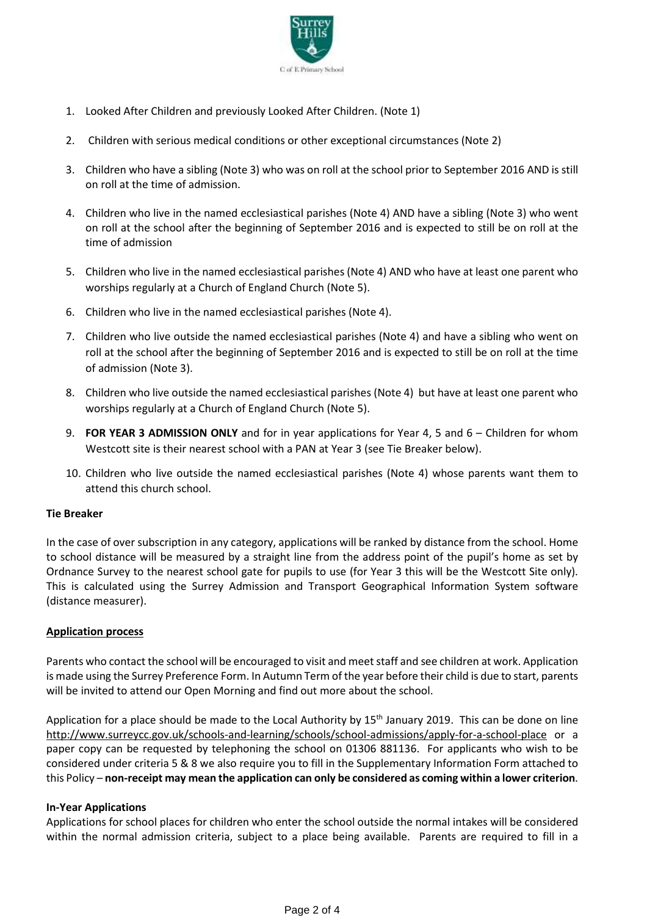1. Looked After Children and previously Looked After Children. (Note 1)

2. Children with serious medical conditions or other exceptional circumstances (Note 2)

3. Children who have a sibling (Note 3) who was on roll at the school prior to September 2016 AND is still on roll at the time of admission.

4. Children who live in the named ecclesiastical parishes (Note 4) AND have a sibling (Note 3) who went on roll at the school after the beginning of September 2016 and is expected to still be on roll at the time of admission

5. Children who live in the named ecclesiastical parishes (Note 4) AND who have at least one parent who worships regularly at a Church of England Church (Note 5).

6. Children who live in the named ecclesiastical parishes (Note 4).

7. Children who live outside the named ecclesiastical parishes (Note 4) and have a sibling who went on roll at the school after the beginning of September 2016 and is expected to still be on roll at the time of admission (Note 3).

8. Children who live outside the named ecclesiastical parishes (Note 4) but have at least one parent who worships regularly at a Church of England Church (Note 5).

9. **FOR YEAR 3 ADMISSION ONLY** and for in year applications for Year 4, 5 and 6 – Children for whom Westcott site is their nearest school with a PAN at Year 3 (see Tie Breaker below).

10. Children who live outside the named ecclesiastical parishes (Note 4) whose parents want them to attend this church school.

**Tie Breaker**

In the case of over subscription in any category, applications will be ranked by distance from the school. Home to school distance will be measured by a straight line from the address point of the pupil's home as set by Ordnance Survey to the nearest school gate for pupils to use (for Year 3 this will be the Westcott Site only). This is calculated using the Surrey Admission and Transport Geographical Information System software (distance measurer).

**Application process**

Parents who contact the school will be encouraged to visit and meet staff and see children at work. Application is made using the Surrey Preference Form. In Autumn Term of the year before their child is due to start, parents will be invited to attend our Open Morning and find out more about the school.

Application for a place should be made to the Local Authority by 15th January 2019. This can be done on line http://www.surreycc.gov.uk/schools-and-learning/schools/school-admissions/apply-for-a-school-place or a paper copy can be requested by telephoning the school on 01306 881136. For applicants who wish to be considered under criteria 5 & 8 we also require you to fill in the Supplementary Information Form attached to this Policy – **non-receipt may mean the application can only be considered as coming within a lower criterion**.

**In-Year Applications**

Applications for school places for children who enter the school outside the normal intakes will be considered within the normal admission criteria, subject to a place being available. Parents are required to fill in a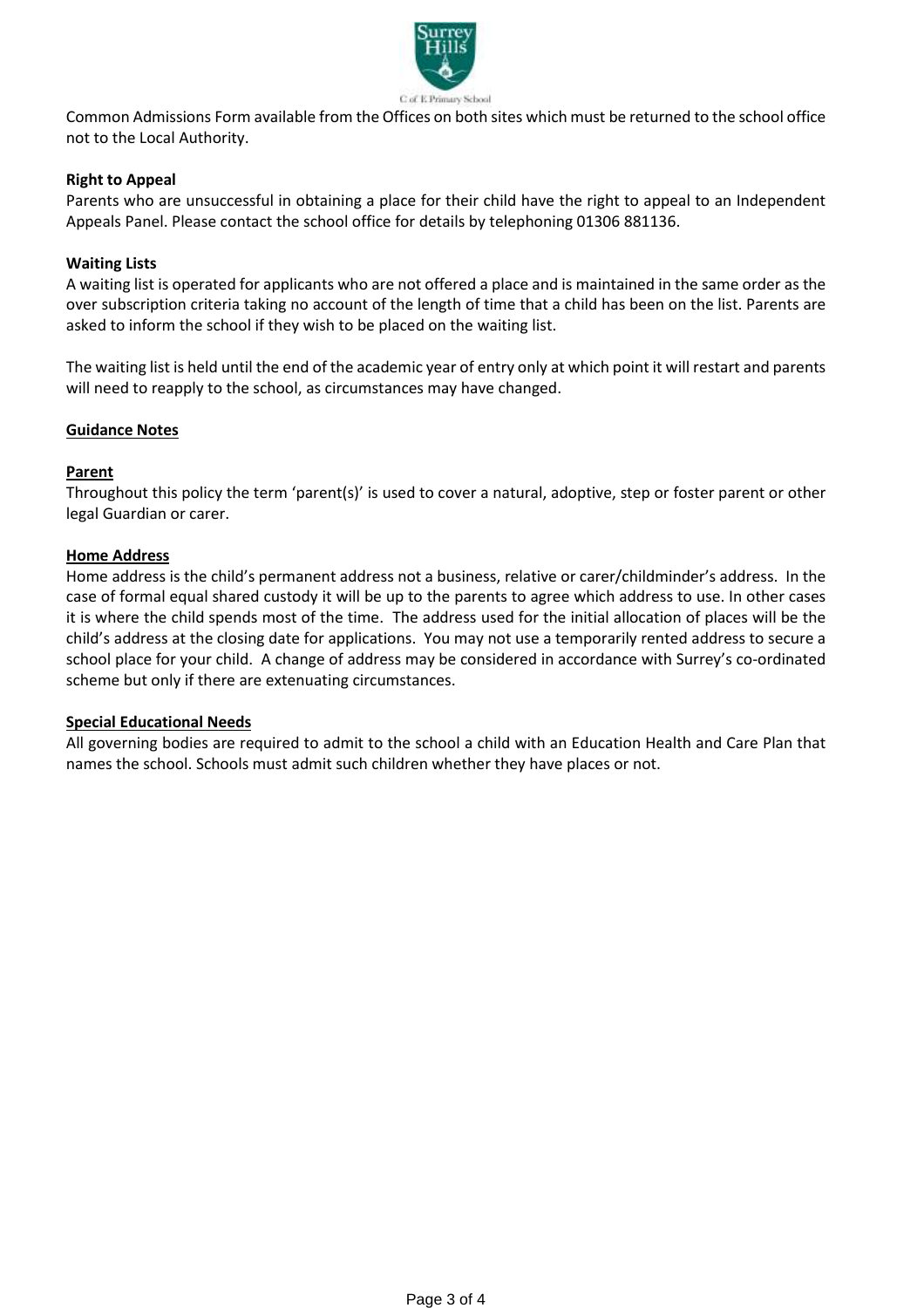Common Admissions Form available from the Offices on both sites which must be returned to the school office not to the Local Authority.

**Right to Appeal**

Parents who are unsuccessful in obtaining a place for their child have the right to appeal to an Independent Appeals Panel. Please contact the school office for details by telephoning 01306 881136.

**Waiting Lists**

A waiting list is operated for applicants who are not offered a place and is maintained in the same order as the over subscription criteria taking no account of the length of time that a child has been on the list. Parents are asked to inform the school if they wish to be placed on the waiting list.

The waiting list is held until the end of the academic year of entry only at which point it will restart and parents will need to reapply to the school, as circumstances may have changed.

## Guidance Notes

### Parent

Throughout this policy the term 'parent(s)' is used to cover a natural, adoptive, step or foster parent or other legal Guardian or carer.

### Home Address

Home address is the child's permanent address not a business, relative or carer/childminder's address. In the case of formal equal shared custody it will be up to the parents to agree which address to use. In other cases it is where the child spends most of the time. The address used for the initial allocation of places will be the child's address at the closing date for applications. You may not use a temporarily rented address to secure a school place for your child. A change of address may be considered in accordance with Surrey's co-ordinated scheme but only if there are extenuating circumstances.

### Special Educational Needs

All governing bodies are required to admit to the school a child with an Education Health and Care Plan that names the school. Schools must admit such children whether they have places or not.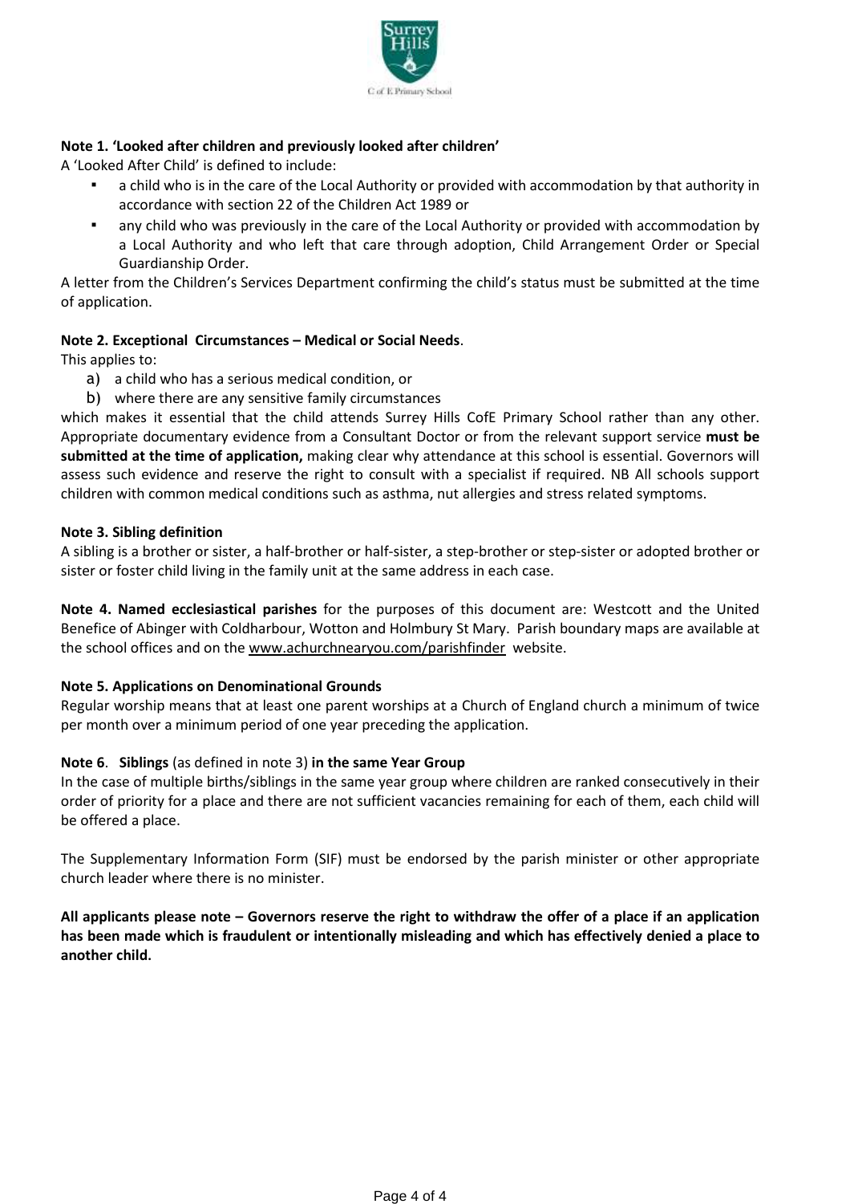**Note 1. 'Looked after children and previously looked after children'**

A 'Looked After Child' is defined to include:

- a child who is in the care of the Local Authority or provided with accommodation by that authority in accordance with section 22 of the Children Act 1989 or
- any child who was previously in the care of the Local Authority or provided with accommodation by a Local Authority and who left that care through adoption, Child Arrangement Order or Special Guardianship Order.

A letter from the Children's Services Department confirming the child's status must be submitted at the time of application.

**Note 2. Exceptional Circumstances – Medical or Social Needs**.

This applies to:

a) a child who has a serious medical condition, or
b) where there are any sensitive family circumstances

which makes it essential that the child attends Surrey Hills CofE Primary School rather than any other. Appropriate documentary evidence from a Consultant Doctor or from the relevant support service **must be submitted at the time of application,** making clear why attendance at this school is essential. Governors will assess such evidence and reserve the right to consult with a specialist if required. NB All schools support children with common medical conditions such as asthma, nut allergies and stress related symptoms.

**Note 3. Sibling definition**

A sibling is a brother or sister, a half-brother or half-sister, a step-brother or step-sister or adopted brother or sister or foster child living in the family unit at the same address in each case.

**Note 4. Named ecclesiastical parishes** for the purposes of this document are: Westcott and the United Benefice of Abinger with Coldharbour, Wotton and Holmbury St Mary. Parish boundary maps are available at the school offices and on the www.achurchnearyou.com/parishfinder website.

**Note 5. Applications on Denominational Grounds**

Regular worship means that at least one parent worships at a Church of England church a minimum of twice per month over a minimum period of one year preceding the application.

**Note 6**. **Siblings** (as defined in note 3) **in the same Year Group**

In the case of multiple births/siblings in the same year group where children are ranked consecutively in their order of priority for a place and there are not sufficient vacancies remaining for each of them, each child will be offered a place.

The Supplementary Information Form (SIF) must be endorsed by the parish minister or other appropriate church leader where there is no minister.

**All applicants please note – Governors reserve the right to withdraw the offer of a place if an application has been made which is fraudulent or intentionally misleading and which has effectively denied a place to another child.**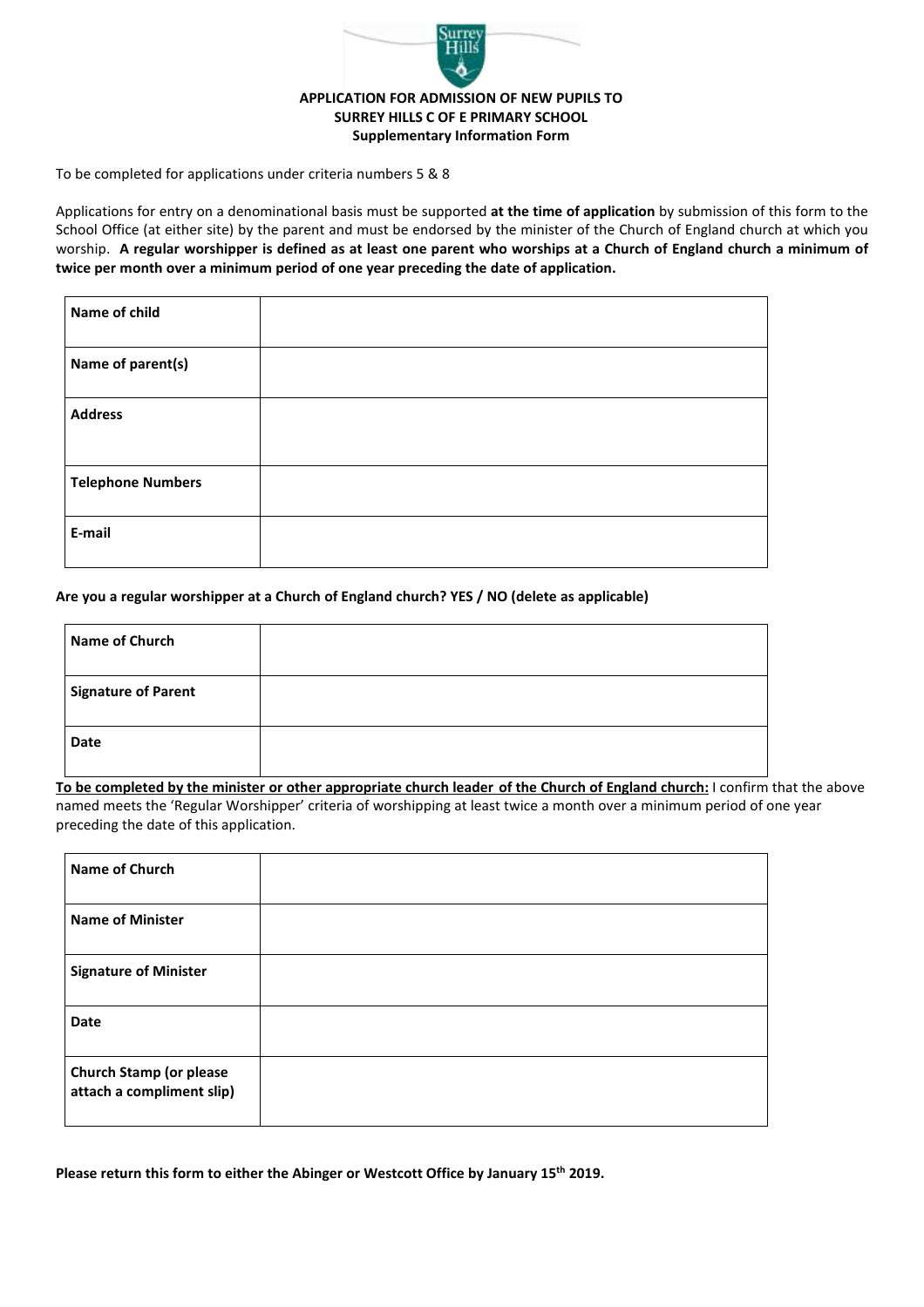**APPLICATION FOR ADMISSION OF NEW PUPILS TO**
**SURREY HILLS C OF E PRIMARY SCHOOL**
**Supplementary Information Form**

To be completed for applications under criteria numbers 5 & 8

Applications for entry on a denominational basis must be supported **at the time of application** by submission of this form to the School Office (at either site) by the parent and must be endorsed by the minister of the Church of England church at which you worship. **A regular worshipper is defined as at least one parent who worships at a Church of England church a minimum of twice per month over a minimum period of one year preceding the date of application.**

| | |
|---|---|
| **Name of child** | |
| **Name of parent(s)** | |
| **Address** | |
| **Telephone Numbers** | |
| **E-mail** | |

**Are you a regular worshipper at a Church of England church? YES / NO (delete as applicable)**

| | |
|---|---|
| **Name of Church** | |
| **Signature of Parent** | |
| **Date** | |

**To be completed by the minister or other appropriate church leader of the Church of England church:** I confirm that the above named meets the 'Regular Worshipper' criteria of worshipping at least twice a month over a minimum period of one year preceding the date of this application.

| | |
|---|---|
| **Name of Church** | |
| **Name of Minister** | |
| **Signature of Minister** | |
| **Date** | |
| **Church Stamp (or please attach a compliment slip)** | |

**Please return this form to either the Abinger or Westcott Office by January 15th 2019.**